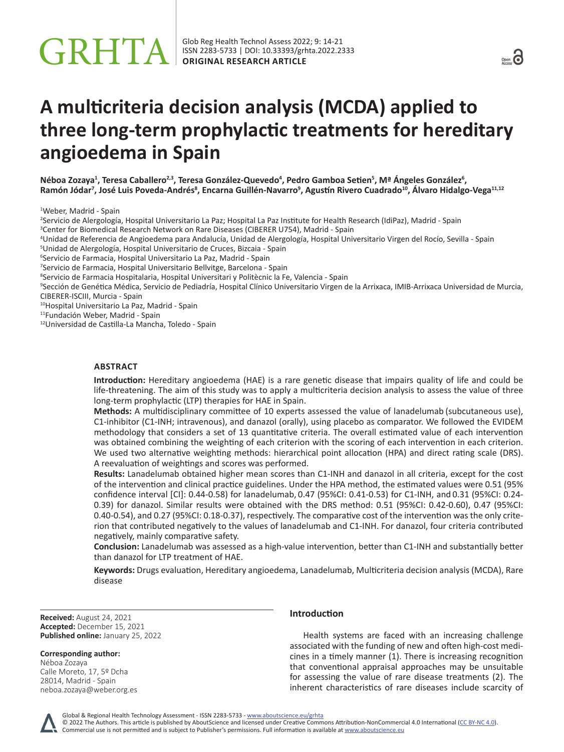ORIGINAL RESEARCH ARTICLE

# A multicriteria decision analysis (MCDA) applied to three long-term prophylactic treatments for hereditary angioedema in Spain

**Néboa Zozaya[1], Teresa Caballero[2,3], Teresa González-Quevedo[4], Pedro Gamboa Setien[5], Mª Ángeles González[6], Ramón Jódar[7], José Luis Poveda-Andrés[8], Encarna Guillén-Navarro[9], Agustín Rivero Cuadrado[10], Álvaro Hidalgo-Vega[11,12]**

[1]Weber, Madrid - Spain
[2]Servicio de Alergología, Hospital Universitario La Paz; Hospital La Paz Institute for Health Research (IdiPaz), Madrid - Spain
[3]Center for Biomedical Research Network on Rare Diseases (CIBERER U754), Madrid - Spain
[4]Unidad de Referencia de Angioedema para Andalucía, Unidad de Alergología, Hospital Universitario Virgen del Rocío, Sevilla - Spain
[5]Unidad de Alergología, Hospital Universitario de Cruces, Bizcaia - Spain
[6]Servicio de Farmacia, Hospital Universitario La Paz, Madrid - Spain
[7]Servicio de Farmacia, Hospital Universitario Bellvitge, Barcelona - Spain
[8]Servicio de Farmacia Hospitalaria, Hospital Universitari y Politècnic la Fe, Valencia - Spain
[9]Sección de Genética Médica, Servicio de Pediadría, Hospital Clínico Universitario Virgen de la Arrixaca, IMIB-Arrixaca Universidad de Murcia, CIBERER-ISCIII, Murcia - Spain
[10]Hospital Universitario La Paz, Madrid - Spain
[11]Fundación Weber, Madrid - Spain
[12]Universidad de Castilla-La Mancha, Toledo - Spain

## ABSTRACT

**Introduction:** Hereditary angioedema (HAE) is a rare genetic disease that impairs quality of life and could be life-threatening. The aim of this study was to apply a multicriteria decision analysis to assess the value of three long-term prophylactic (LTP) therapies for HAE in Spain.

**Methods:** A multidisciplinary committee of 10 experts assessed the value of lanadelumab (subcutaneous use), C1-inhibitor (C1-INH; intravenous), and danazol (orally), using placebo as comparator. We followed the EVIDEM methodology that considers a set of 13 quantitative criteria. The overall estimated value of each intervention was obtained combining the weighting of each criterion with the scoring of each intervention in each criterion. We used two alternative weighting methods: hierarchical point allocation (HPA) and direct rating scale (DRS). A reevaluation of weightings and scores was performed.

**Results:** Lanadelumab obtained higher mean scores than C1-INH and danazol in all criteria, except for the cost of the intervention and clinical practice guidelines. Under the HPA method, the estimated values were 0.51 (95% confidence interval [CI]: 0.44-0.58) for lanadelumab, 0.47 (95%CI: 0.41-0.53) for C1-INH, and 0.31 (95%CI: 0.24-0.39) for danazol. Similar results were obtained with the DRS method: 0.51 (95%CI: 0.42-0.60), 0.47 (95%CI: 0.40-0.54), and 0.27 (95%CI: 0.18-0.37), respectively. The comparative cost of the intervention was the only criterion that contributed negatively to the values of lanadelumab and C1-INH. For danazol, four criteria contributed negatively, mainly comparative safety.

**Conclusion:** Lanadelumab was assessed as a high-value intervention, better than C1-INH and substantially better than danazol for LTP treatment of HAE.

**Keywords:** Drugs evaluation, Hereditary angioedema, Lanadelumab, Multicriteria decision analysis (MCDA), Rare disease

**Received:** August 24, 2021
**Accepted:** December 15, 2021
**Published online:** January 25, 2022

**Corresponding author:**
Néboa Zozaya
Calle Moreto, 17, 5º Dcha
28014, Madrid - Spain
neboa.zozaya@weber.org.es

## Introduction

Health systems are faced with an increasing challenge associated with the funding of new and often high-cost medicines in a timely manner (1). There is increasing recognition that conventional appraisal approaches may be unsuitable for assessing the value of rare disease treatments (2). The inherent characteristics of rare diseases include scarcity of

© 2022 The Authors. This article is published by AboutScience and licensed under Creative Commons Attribution-NonCommercial 4.0 International (CC BY-NC 4.0). Commercial use is not permitted and is subject to Publisher's permissions. Full information is available at www.aboutscience.eu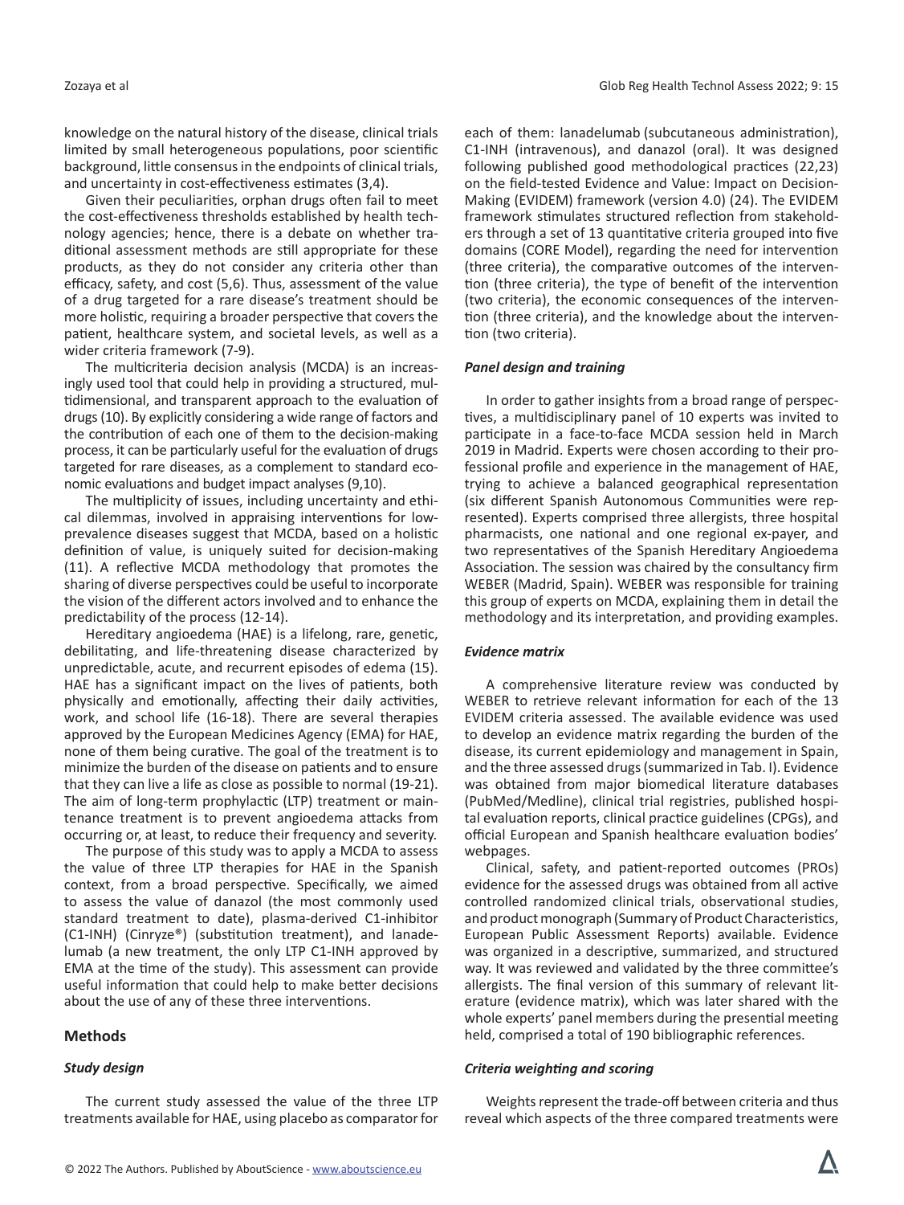knowledge on the natural history of the disease, clinical trials limited by small heterogeneous populations, poor scientific background, little consensus in the endpoints of clinical trials, and uncertainty in cost-effectiveness estimates (3,4).

Given their peculiarities, orphan drugs often fail to meet the cost-effectiveness thresholds established by health technology agencies; hence, there is a debate on whether traditional assessment methods are still appropriate for these products, as they do not consider any criteria other than efficacy, safety, and cost (5,6). Thus, assessment of the value of a drug targeted for a rare disease's treatment should be more holistic, requiring a broader perspective that covers the patient, healthcare system, and societal levels, as well as a wider criteria framework (7-9).

The multicriteria decision analysis (MCDA) is an increasingly used tool that could help in providing a structured, multidimensional, and transparent approach to the evaluation of drugs (10). By explicitly considering a wide range of factors and ensuring the contribution of each one of them to the decision-making process, it can be particularly useful for the evaluation of drugs targeted for rare diseases, as a complement to standard economic evaluations and budget impact analyses (9,10).

The multiplicity of issues, including uncertainty and ethical dilemmas, involved in appraising interventions for low-prevalence diseases suggest that MCDA, based on a holistic definition of value, is uniquely suited for decision-making (11). A reflective MCDA methodology that promotes the sharing of diverse perspectives could be useful to incorporate the vision of the different actors involved and to enhance the predictability of the process (12-14).

Hereditary angioedema (HAE) is a lifelong, rare, genetic, debilitating, and life-threatening disease characterized by unpredictable, acute, and recurrent episodes of edema (15). HAE has a significant impact on the lives of patients, both physically and emotionally, affecting their daily activities, work, and school life (16-18). There are several therapies approved by the European Medicines Agency (EMA) for HAE, none of them being curative. The goal of the treatment is to minimize the burden of the disease on patients and to ensure that they can live a life as close as possible to normal (19-21). The aim of long-term prophylactic (LTP) treatment or maintenance treatment is to prevent angioedema attacks from occurring or, at least, to reduce their frequency and severity.

The purpose of this study was to apply a MCDA to assess the value of three LTP therapies for HAE in the Spanish context, from a broad perspective. Specifically, we aimed to assess the value of danazol (the most commonly used standard treatment to date), plasma-derived C1-inhibitor (C1-INH) (Cinryze®) (substitution treatment), and lanadelumab (a new treatment, the only LTP C1-INH approved by EMA at the time of the study). This assessment can provide useful information that could help to make better decisions about the use of any of these three interventions.

## Methods

### *Study design*

The current study assessed the value of the three LTP treatments available for HAE, using placebo as comparator for each of them: lanadelumab (subcutaneous administration), C1-INH (intravenous), and danazol (oral). It was designed following published good methodological practices (22,23) on the field-tested Evidence and Value: Impact on Decision-Making (EVIDEM) framework (version 4.0) (24). The EVIDEM framework stimulates structured reflection from stakeholders through a set of 13 quantitative criteria grouped into five domains (CORE Model), regarding the need for intervention (three criteria), the comparative outcomes of the intervention (three criteria), the type of benefit of the intervention (two criteria), the economic consequences of the intervention (three criteria), and the knowledge about the intervention (two criteria).

### *Panel design and training*

In order to gather insights from a broad range of perspectives, a multidisciplinary panel of 10 experts was invited to participate in a face-to-face MCDA session held in March 2019 in Madrid. Experts were chosen according to their professional profile and experience in the management of HAE, trying to achieve a balanced geographical representation (six different Spanish Autonomous Communities were represented). Experts comprised three allergists, three hospital pharmacists, one national and one regional ex-payer, and two representatives of the Spanish Hereditary Angioedema Association. The session was chaired by the consultancy firm WEBER (Madrid, Spain). WEBER was responsible for training this group of experts on MCDA, explaining them in detail the methodology and its interpretation, and providing examples.

### *Evidence matrix*

A comprehensive literature review was conducted by WEBER to retrieve relevant information for each of the 13 EVIDEM criteria assessed. The available evidence was used to develop an evidence matrix regarding the burden of the disease, its current epidemiology and management in Spain, and the three assessed drugs (summarized in Tab. I). Evidence was obtained from major biomedical literature databases (PubMed/Medline), clinical trial registries, published hospital evaluation reports, clinical practice guidelines (CPGs), and official European and Spanish healthcare evaluation bodies' webpages.

Clinical, safety, and patient-reported outcomes (PROs) evidence for the assessed drugs was obtained from all active controlled randomized clinical trials, observational studies, and product monograph (Summary of Product Characteristics, European Public Assessment Reports) available. Evidence was organized in a descriptive, summarized, and structured way. It was reviewed and validated by the three committee's allergists. The final version of this summary of relevant literature (evidence matrix), which was later shared with the whole experts' panel members during the presential meeting held, comprised a total of 190 bibliographic references.

### *Criteria weighting and scoring*

Weights represent the trade-off between criteria and thus reveal which aspects of the three compared treatments were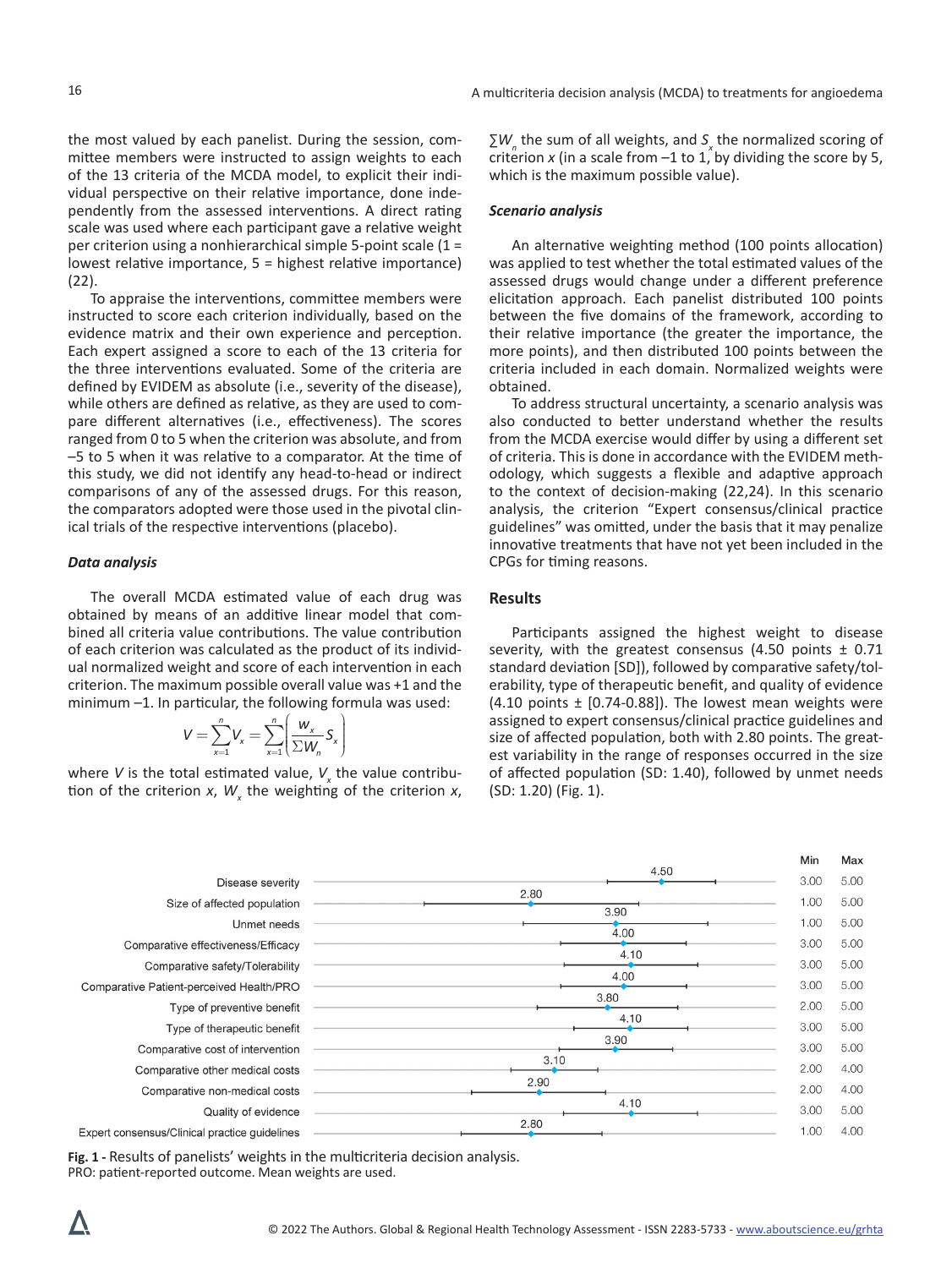the most valued by each panelist. During the session, committee members were instructed to assign weights to each of the 13 criteria of the MCDA model, to explicit their individual perspective on their relative importance, done independently from the assessed interventions. A direct rating scale was used where each participant gave a relative weight per criterion using a nonhierarchical simple 5-point scale (1 = lowest relative importance, 5 = highest relative importance) (22).

To appraise the interventions, committee members were instructed to score each criterion individually, based on the evidence matrix and their own experience and perception. Each expert assigned a score to each of the 13 criteria for the three interventions evaluated. Some of the criteria are defined by EVIDEM as absolute (i.e., severity of the disease), while others are defined as relative, as they are used to compare different alternatives (i.e., effectiveness). The scores ranged from 0 to 5 when the criterion was absolute, and from –5 to 5 when it was relative to a comparator. At the time of this study, we did not identify any head-to-head or indirect comparisons of any of the assessed drugs. For this reason, the comparators adopted were those used in the pivotal clinical trials of the respective interventions (placebo).

### *Data analysis*

The overall MCDA estimated value of each drug was obtained by means of an additive linear model that combined all criteria value contributions. The value contribution of each criterion was calculated as the product of its individual normalized weight and score of each intervention in each criterion. The maximum possible overall value was +1 and the minimum –1. In particular, the following formula was used:

$$V = \sum_{x=1}^{n} V_x = \sum_{x=1}^{n} \left( \frac{W_x}{\sum W_n} S_x \right)$$

where $V$ is the total estimated value, $V_x$ the value contribution of the criterion $x$, $W_x$ the weighting of the criterion $x$, $\sum W_n$ the sum of all weights, and $S_x$ the normalized scoring of criterion $x$ (in a scale from –1 to 1, by dividing the score by 5, which is the maximum possible value).

### *Scenario analysis*

An alternative weighting method (100 points allocation) was applied to test whether the total estimated values of the assessed drugs would change under a different preference elicitation approach. Each panelist distributed 100 points between the five domains of the framework, according to their relative importance (the greater the importance, the more points), and then distributed 100 points between the criteria included in each domain. Normalized weights were obtained.

To address structural uncertainty, a scenario analysis was also conducted to better understand whether the results from the MCDA exercise would differ by using a different set of criteria. This is done in accordance with the EVIDEM methodology, which suggests a flexible and adaptive approach to the context of decision-making (22,24). In this scenario analysis, the criterion "Expert consensus/clinical practice guidelines" was omitted, under the basis that it may penalize innovative treatments that have not yet been included in the CPGs for timing reasons.

## Results

Participants assigned the highest weight to disease severity, with the greatest consensus (4.50 points ± 0.71 standard deviation [SD]), followed by comparative safety/tolerability, type of therapeutic benefit, and quality of evidence (4.10 points ± [0.74-0.88]). The lowest mean weights were assigned to expert consensus/clinical practice guidelines and size of affected population, both with 2.80 points. The greatest variability in the range of responses occurred in the size of affected population (SD: 1.40), followed by unmet needs (SD: 1.20) (Fig. 1).

| Criterion | Mean | Min | Max |
|---|---|---|---|
| Disease severity | 4.50 | 3.00 | 5.00 |
| Size of affected population | 2.80 | 1.00 | 5.00 |
| Unmet needs | 3.90 | 1.00 | 5.00 |
| Comparative effectiveness/Efficacy | 4.00 | 3.00 | 5.00 |
| Comparative safety/Tolerability | 4.10 | 3.00 | 5.00 |
| Comparative Patient-perceived Health/PRO | 4.00 | 3.00 | 5.00 |
| Type of preventive benefit | 3.80 | 2.00 | 5.00 |
| Type of therapeutic benefit | 4.10 | 3.00 | 5.00 |
| Comparative cost of intervention | 3.90 | 3.00 | 5.00 |
| Comparative other medical costs | 3.10 | 2.00 | 4.00 |
| Comparative non-medical costs | 2.90 | 2.00 | 4.00 |
| Quality of evidence | 4.10 | 3.00 | 5.00 |
| Expert consensus/Clinical practice guidelines | 2.80 | 1.00 | 4.00 |

**Fig. 1 -** Results of panelists' weights in the multicriteria decision analysis.
PRO: patient-reported outcome. Mean weights are used.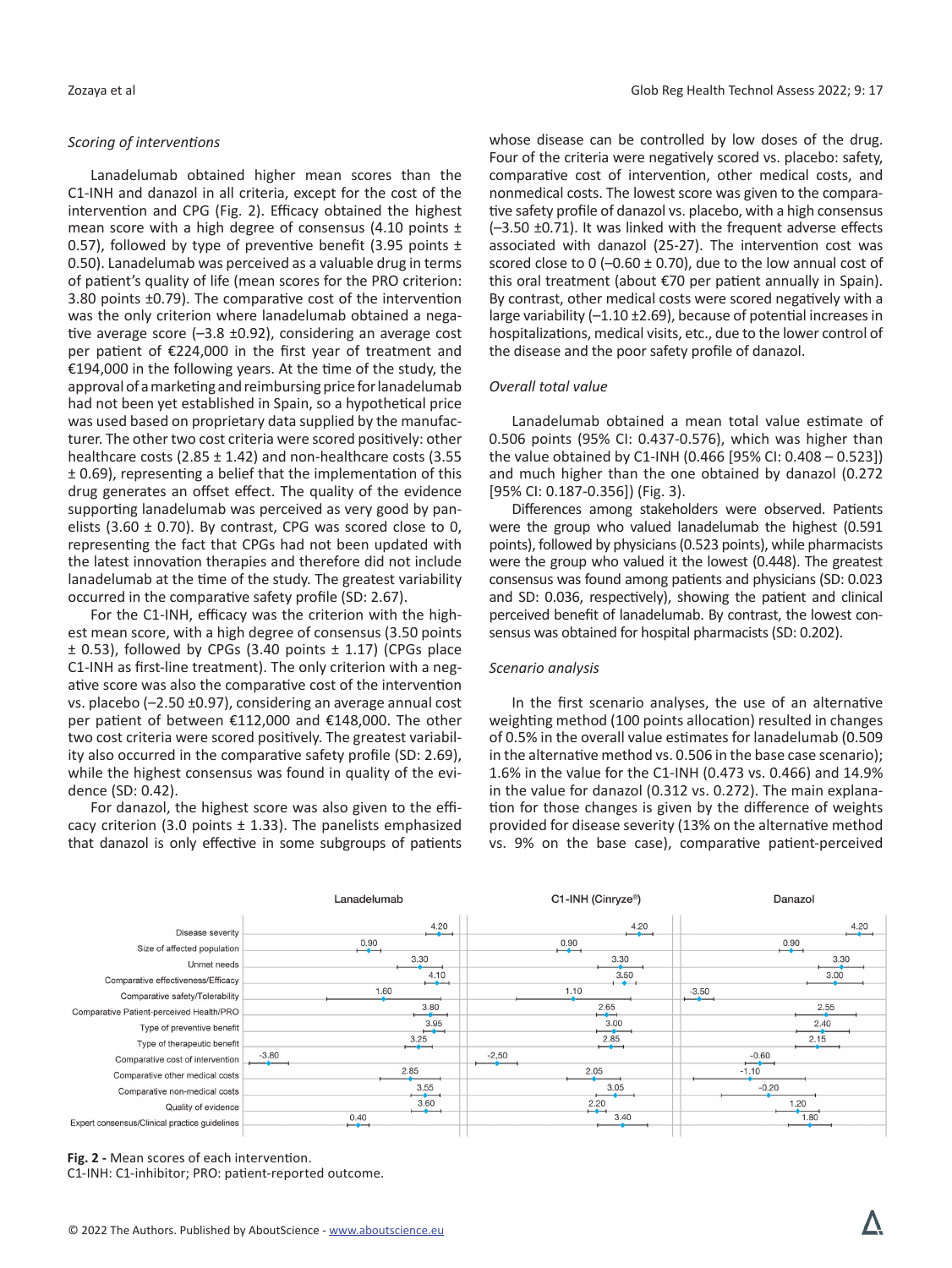### *Scoring of interventions*

Lanadelumab obtained higher mean scores than the C1-INH and danazol in all criteria, except for the cost of the intervention and CPG (Fig. 2). Efficacy obtained the highest mean score with a high degree of consensus (4.10 points ± 0.57), followed by type of preventive benefit (3.95 points ± 0.50). Lanadelumab was perceived as a valuable drug in terms of patient's quality of life (mean scores for the PRO criterion: 3.80 points ±0.79). The comparative cost of the intervention was the only criterion where lanadelumab obtained a negative average score (–3.8 ±0.92), considering an average cost per patient of €224,000 in the first year of treatment and €194,000 in the following years. At the time of the study, the approval of a marketing and reimbursing price for lanadelumab had not been yet established in Spain, so a hypothetical price was used based on proprietary data supplied by the manufacturer. The other two cost criteria were scored positively: other healthcare costs (2.85 ± 1.42) and non-healthcare costs (3.55 ± 0.69), representing a belief that the implementation of this drug generates an offset effect. The quality of the evidence supporting lanadelumab was perceived as very good by panelists (3.60 ± 0.70). By contrast, CPG was scored close to 0, representing the fact that CPGs had not been updated with the latest innovation therapies and therefore did not include lanadelumab at the time of the study. The greatest variability occurred in the comparative safety profile (SD: 2.67).

For the C1-INH, efficacy was the criterion with the highest mean score, with a high degree of consensus (3.50 points ± 0.53), followed by CPGs (3.40 points ± 1.17) (CPGs place C1-INH as first-line treatment). The only criterion with a negative score was also the comparative cost of the intervention vs. placebo (–2.50 ±0.97), considering an average annual cost per patient of between €112,000 and €148,000. The other two cost criteria were scored positively. The greatest variability also occurred in the comparative safety profile (SD: 2.69), while the highest consensus was found in quality of the evidence (SD: 0.42).

For danazol, the highest score was also given to the efficacy criterion (3.0 points ± 1.33). The panelists emphasized that danazol is only effective in some subgroups of patients whose disease can be controlled by low doses of the drug. Four of the criteria were negatively scored vs. placebo: safety, comparative cost of intervention, other medical costs, and nonmedical costs. The lowest score was given to the comparative safety profile of danazol vs. placebo, with a high consensus (–3.50 ±0.71). It was linked with the frequent adverse effects associated with danazol (25-27). The intervention cost was scored close to 0 (–0.60 ± 0.70), due to the low annual cost of this oral treatment (about €70 per patient annually in Spain). By contrast, other medical costs were scored negatively with a large variability (–1.10 ±2.69), because of potential increases in hospitalizations, medical visits, etc., due to the lower control of the disease and the poor safety profile of danazol.

### *Overall total value*

Lanadelumab obtained a mean total value estimate of 0.506 points (95% CI: 0.437-0.576), which was higher than the value obtained by C1-INH (0.466 [95% CI: 0.408 – 0.523]) and much higher than the one obtained by danazol (0.272 [95% CI: 0.187-0.356]) (Fig. 3).

Differences among stakeholders were observed. Patients were the group who valued lanadelumab the highest (0.591 points), followed by physicians (0.523 points), while pharmacists were the group who valued it the lowest (0.448). The greatest consensus was found among patients and physicians (SD: 0.023 and SD: 0.036, respectively), showing the patient and clinical perceived benefit of lanadelumab. By contrast, the lowest consensus was obtained for hospital pharmacists (SD: 0.202).

### *Scenario analysis*

In the first scenario analyses, the use of an alternative weighting method (100 points allocation) resulted in changes of 0.5% in the overall value estimates for lanadelumab (0.509 in the alternative method vs. 0.506 in the base case scenario); 1.6% in the value for the C1-INH (0.473 vs. 0.466) and 14.9% in the value for danazol (0.312 vs. 0.272). The main explanation for those changes is given by the difference of weights provided for disease severity (13% on the alternative method vs. 9% on the base case), comparative patient-perceived

| | Lanadelumab | C1-INH (Cinryze®) | Danazol |
|---|---|---|---|
| Disease severity | 4.20 | 4.20 | 4.20 |
| Size of affected population | 0.90 | 0.90 | 0.90 |
| Unmet needs | 3.30 | 3.30 | 3.30 |
| Comparative effectiveness/Efficacy | 4.10 | 3.50 | 3.00 |
| Comparative safety/Tolerability | 1.60 | 1.10 | -3.50 |
| Comparative Patient-perceived Health/PRO | 3.80 | 2.65 | 2.55 |
| Type of preventive benefit | 3.95 | 3.00 | 2.40 |
| Type of therapeutic benefit | 3.25 | 2.85 | 2.15 |
| Comparative cost of intervention | -3.80 | -2.50 | -0.60 |
| Comparative other medical costs | 2.85 | 2.05 | -1.10 |
| Comparative non-medical costs | 3.55 | 3.05 | -0.20 |
| Quality of evidence | 3.60 | 2.20 | 1.20 |
| Expert consensus/Clinical practice guidelines | 0.40 | 3.40 | 1.80 |

**Fig. 2 -** Mean scores of each intervention.
C1-INH: C1-inhibitor; PRO: patient-reported outcome.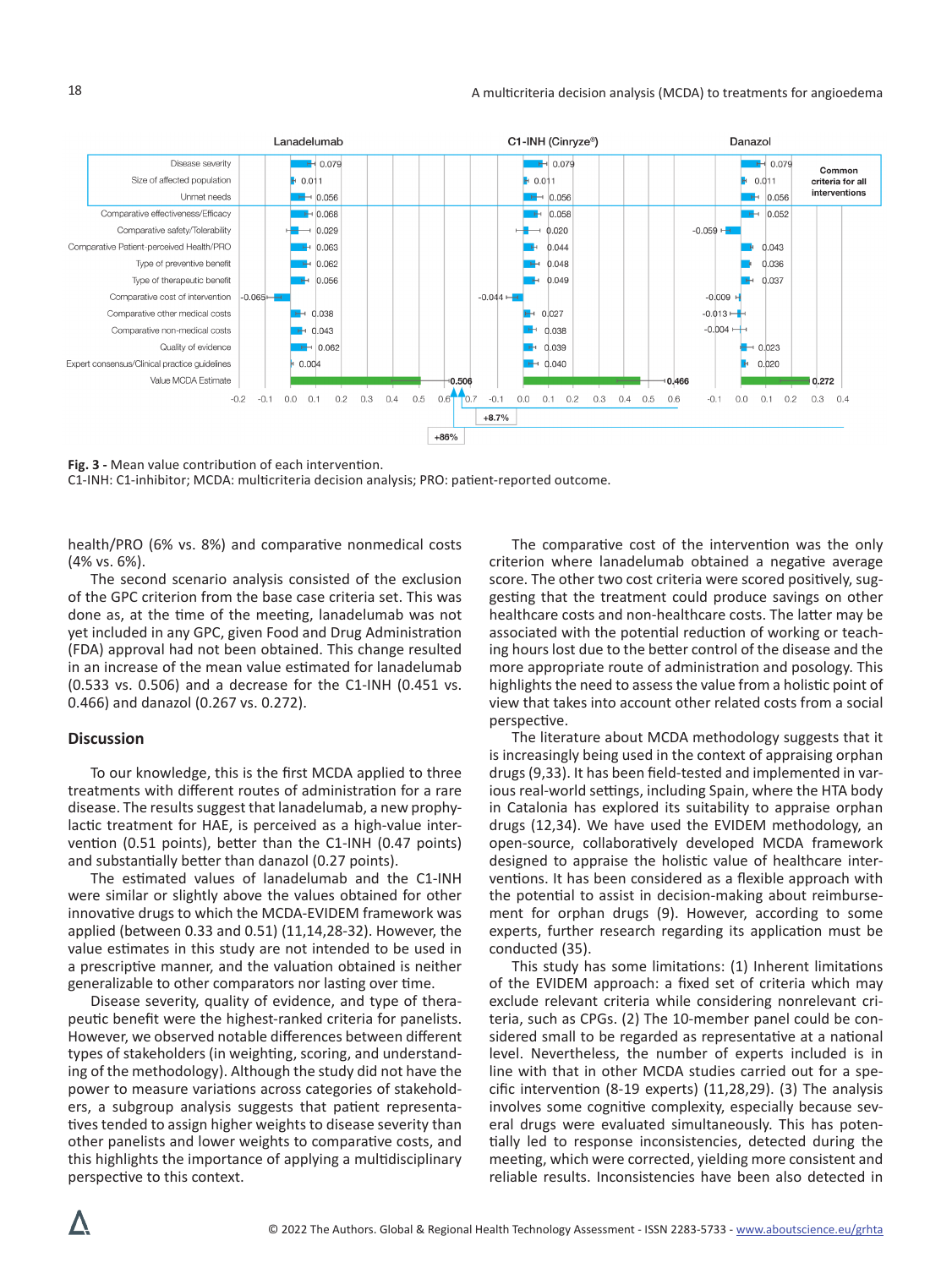| Criterion | Lanadelumab | C1-INH (Cinryze®) | Danazol |
|---|---|---|---|
| Disease severity | 0.079 | 0.079 | 0.079 |
| Size of affected population | 0.011 | 0.011 | 0.011 |
| Unmet needs | 0.056 | 0.056 | 0.056 |
| Comparative effectiveness/Efficacy | 0.068 | 0.058 | 0.052 |
| Comparative safety/Tolerability | 0.029 | 0.020 | -0.059 |
| Comparative Patient-perceived Health/PRO | 0.063 | 0.044 | 0.043 |
| Type of preventive benefit | 0.062 | 0.048 | 0.036 |
| Type of therapeutic benefit | 0.056 | 0.049 | 0.037 |
| Comparative cost of intervention | -0.065 | -0.044 | -0.009 |
| Comparative other medical costs | 0.038 | 0.027 | -0.013 |
| Comparative non-medical costs | 0.043 | 0.038 | -0.004 |
| Quality of evidence | 0.062 | 0.039 | 0.023 |
| Expert consensus/Clinical practice guidelines | 0.004 | 0.040 | 0.020 |
| Value MCDA Estimate | 0.506 | 0.466 | 0.272 |

Common criteria for all interventions: Disease severity, Size of affected population, Unmet needs. +8.7% (lanadelumab vs C1-INH); +86% (lanadelumab vs danazol).

**Fig. 3 -** Mean value contribution of each intervention.
C1-INH: C1-inhibitor; MCDA: multicriteria decision analysis; PRO: patient-reported outcome.

health/PRO (6% vs. 8%) and comparative nonmedical costs (4% vs. 6%).

The second scenario analysis consisted of the exclusion of the GPC criterion from the base case criteria set. This was done as, at the time of the meeting, lanadelumab was not yet included in any GPC, given Food and Drug Administration (FDA) approval had not been obtained. This change resulted in an increase of the mean value estimated for lanadelumab (0.533 vs. 0.506) and a decrease for the C1-INH (0.451 vs. 0.466) and danazol (0.267 vs. 0.272).

## Discussion

To our knowledge, this is the first MCDA applied to three treatments with different routes of administration for a rare disease. The results suggest that lanadelumab, a new prophylactic treatment for HAE, is perceived as a high-value intervention (0.51 points), better than the C1-INH (0.47 points) and substantially better than danazol (0.27 points).

The estimated values of lanadelumab and the C1-INH were similar or slightly above the values obtained for other innovative drugs to which the MCDA-EVIDEM framework was applied (between 0.33 and 0.51) (11,14,28-32). However, the value estimates in this study are not intended to be used in a prescriptive manner, and the valuation obtained is neither generalizable to other comparators nor lasting over time.

Disease severity, quality of evidence, and type of therapeutic benefit were the highest-ranked criteria for panelists. However, we observed notable differences between different types of stakeholders (in weighting, scoring, and understanding of the methodology). Although the study did not have the power to measure variations across categories of stakeholders, a subgroup analysis suggests that patient representatives tended to assign higher weights to disease severity than other panelists and lower weights to comparative costs, and this highlights the importance of applying a multidisciplinary perspective to this context.

The comparative cost of the intervention was the only criterion where lanadelumab obtained a negative average score. The other two cost criteria were scored positively, suggesting that the treatment could produce savings on other healthcare costs and non-healthcare costs. The latter may be associated with the potential reduction of working or teaching hours lost due to the better control of the disease and the more appropriate route of administration and posology. This highlights the need to assess the value from a holistic point of view that takes into account other related costs from a social perspective.

The literature about MCDA methodology suggests that it is increasingly being used in the context of appraising orphan drugs (9,33). It has been field-tested and implemented in various real-world settings, including Spain, where the HTA body in Catalonia has explored its suitability to appraise orphan drugs (12,34). We have used the EVIDEM methodology, an open-source, collaboratively developed MCDA framework designed to appraise the holistic value of healthcare interventions. It has been considered as a flexible approach with the potential to assist in decision-making about reimbursement for orphan drugs (9). However, according to some experts, further research regarding its application must be conducted (35).

This study has some limitations: (1) Inherent limitations of the EVIDEM approach: a fixed set of criteria which may exclude relevant criteria while considering nonrelevant criteria, such as CPGs. (2) The 10-member panel could be considered small to be regarded as representative at a national level. Nevertheless, the number of experts included is in line with that in other MCDA studies carried out for a specific intervention (8-19 experts) (11,28,29). (3) The analysis involves some cognitive complexity, especially because several drugs were evaluated simultaneously. This has potentially led to response inconsistencies, detected during the meeting, which were corrected, yielding more consistent and reliable results. Inconsistencies have been also detected in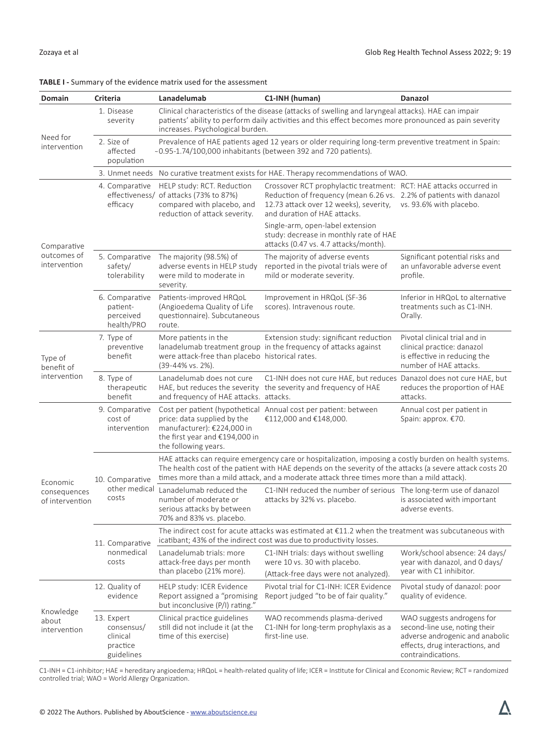**TABLE I -** Summary of the evidence matrix used for the assessment

| Domain | Criteria | Lanadelumab | C1-INH (human) | Danazol |
|---|---|---|---|---|
| Need for intervention | 1. Disease severity | Clinical characteristics of the disease (attacks of swelling and laryngeal attacks). HAE can impair patients' ability to perform daily activities and this effect becomes more pronounced as pain severity increases. Psychological burden. | | |
| | 2. Size of affected population | Prevalence of HAE patients aged 12 years or older requiring long-term preventive treatment in Spain: ~0.95-1.74/100,000 inhabitants (between 392 and 720 patients). | | |
| | 3. Unmet needs | No curative treatment exists for HAE. Therapy recommendations of WAO. | | |
| Comparative outcomes of intervention | 4. Comparative effectiveness/efficacy | HELP study: RCT. Reduction of attacks (73% to 87%) compared with placebo, and reduction of attack severity. | Crossover RCT prophylactic treatment: Reduction of frequency (mean 6.26 vs. 12.73 attack over 12 weeks), severity, and duration of HAE attacks.<br>Single-arm, open-label extension study: decrease in monthly rate of HAE attacks (0.47 vs. 4.7 attacks/month). | RCT: HAE attacks occurred in 2.2% of patients with danazol vs. 93.6% with placebo. |
| | 5. Comparative safety/tolerability | The majority (98.5%) of adverse events in HELP study were mild to moderate in severity. | The majority of adverse events reported in the pivotal trials were of mild or moderate severity. | Significant potential risks and an unfavorable adverse event profile. |
| | 6. Comparative patient-perceived health/PRO | Patients-improved HRQoL (Angioedema Quality of Life questionnaire). Subcutaneous route. | Improvement in HRQoL (SF-36 scores). Intravenous route. | Inferior in HRQoL to alternative treatments such as C1-INH. Orally. |
| Type of benefit of intervention | 7. Type of preventive benefit | More patients in the lanadelumab treatment group were attack-free than placebo (39-44% vs. 2%). | Extension study: significant reduction in the frequency of attacks against historical rates. | Pivotal clinical trial and in clinical practice: danazol is effective in reducing the number of HAE attacks. |
| | 8. Type of therapeutic benefit | Lanadelumab does not cure HAE, but reduces the severity and frequency of HAE attacks. | C1-INH does not cure HAE, but reduces the severity and frequency of HAE attacks. | Danazol does not cure HAE, but reduces the proportion of HAE attacks. |
| Economic consequences of intervention | 9. Comparative cost of intervention | Cost per patient (hypothetical price: data supplied by the manufacturer): €224,000 in the first year and €194,000 in the following years. | Annual cost per patient: between €112,000 and €148,000. | Annual cost per patient in Spain: approx. €70. |
| | 10. Comparative other medical costs | HAE attacks can require emergency care or hospitalization, imposing a costly burden on health systems. The health cost of the patient with HAE depends on the severity of the attacks (a severe attack costs 20 times more than a mild attack, and a moderate attack three times more than a mild attack). | | |
| | | Lanadelumab reduced the number of moderate or serious attacks by between 70% and 83% vs. placebo. | C1-INH reduced the number of serious attacks by 32% vs. placebo. | The long-term use of danazol is associated with important adverse events. |
| | 11. Comparative nonmedical costs | The indirect cost for acute attacks was estimated at €11.2 when the treatment was subcutaneous with icatibant; 43% of the indirect cost was due to productivity losses. | | |
| | | Lanadelumab trials: more attack-free days per month than placebo (21% more). | C1-INH trials: days without swelling were 10 vs. 30 with placebo.<br>(Attack-free days were not analyzed). | Work/school absence: 24 days/year with danazol, and 0 days/year with C1 inhibitor. |
| Knowledge about intervention | 12. Quality of evidence | HELP study: ICER Evidence Report assigned a "promising but inconclusive (P/I) rating." | Pivotal trial for C1-INH: ICER Evidence Report judged "to be of fair quality." | Pivotal study of danazol: poor quality of evidence. |
| | 13. Expert consensus/clinical practice guidelines | Clinical practice guidelines still did not include it (at the time of this exercise) | WAO recommends plasma-derived C1-INH for long-term prophylaxis as a first-line use. | WAO suggests androgens for second-line use, noting their adverse androgenic and anabolic effects, drug interactions, and contraindications. |

C1-INH = C1-inhibitor; HAE = hereditary angioedema; HRQoL = health-related quality of life; ICER = Institute for Clinical and Economic Review; RCT = randomized controlled trial; WAO = World Allergy Organization.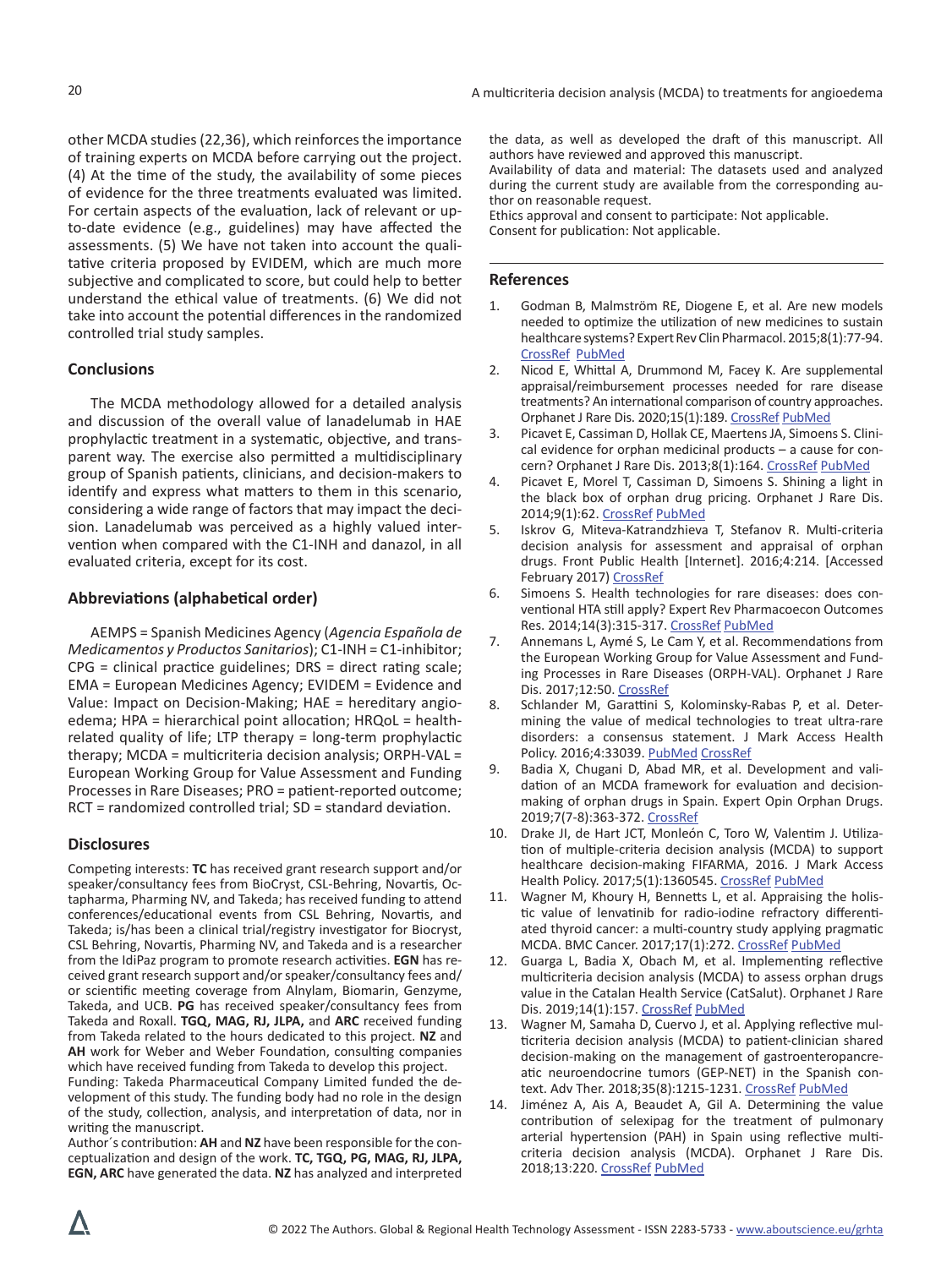other MCDA studies (22,36), which reinforces the importance of training experts on MCDA before carrying out the project. (4) At the time of the study, the availability of some pieces of evidence for the three treatments evaluated was limited. For certain aspects of the evaluation, lack of relevant or up-to-date evidence (e.g., guidelines) may have affected the assessments. (5) We have not taken into account the qualitative criteria proposed by EVIDEM, which are much more subjective and complicated to score, but could help to better understand the ethical value of treatments. (6) We did not take into account the potential differences in the randomized controlled trial study samples.

## Conclusions

The MCDA methodology allowed for a detailed analysis and discussion of the overall value of lanadelumab in HAE prophylactic treatment in a systematic, objective, and transparent way. The exercise also permitted a multidisciplinary group of Spanish patients, clinicians, and decision-makers to identify and express what matters to them in this scenario, considering a wide range of factors that may impact the decision. Lanadelumab was perceived as a highly valued intervention when compared with the C1-INH and danazol, in all evaluated criteria, except for its cost.

## Abbreviations (alphabetical order)

AEMPS = Spanish Medicines Agency (*Agencia Española de Medicamentos y Productos Sanitarios*); C1-INH = C1-inhibitor; CPG = clinical practice guidelines; DRS = direct rating scale; EMA = European Medicines Agency; EVIDEM = Evidence and Value: Impact on Decision-Making; HAE = hereditary angioedema; HPA = hierarchical point allocation; HRQoL = health-related quality of life; LTP therapy = long-term prophylactic therapy; MCDA = multicriteria decision analysis; ORPH-VAL = European Working Group for Value Assessment and Funding Processes in Rare Diseases; PRO = patient-reported outcome; RCT = randomized controlled trial; SD = standard deviation.

## Disclosures

Competing interests: **TC** has received grant research support and/or speaker/consultancy fees from BioCryst, CSL-Behring, Novartis, Octapharma, Pharming NV, and Takeda; has received funding to attend conferences/educational events from CSL Behring, Novartis, and Takeda; is/has been a clinical trial/registry investigator for Biocryst, CSL Behring, Novartis, Pharming NV, and Takeda and is a researcher from the IdiPaz program to promote research activities. **EGN** has received grant research support and/or speaker/consultancy fees and/or scientific meeting coverage from Alnylam, Biomarin, Genzyme, Takeda, and UCB. **PG** has received speaker/consultancy fees from Takeda and Roxall. **TGQ, MAG, RJ, JLPA,** and **ARC** received funding from Takeda related to the hours dedicated to this project. **NZ** and **AH** work for Weber and Weber Foundation, consulting companies which have received funding from Takeda to develop this project.

Funding: Takeda Pharmaceutical Company Limited funded the development of this study. The funding body had no role in the design of the study, collection, analysis, and interpretation of data, nor in writing the manuscript.

Author´s contribution: **AH** and **NZ** have been responsible for the conceptualization and design of the work. **TC, TGQ, PG, MAG, RJ, JLPA, EGN, ARC** have generated the data. **NZ** has analyzed and interpreted the data, as well as developed the draft of this manuscript. All authors have reviewed and approved this manuscript.

Availability of data and material: The datasets used and analyzed during the current study are available from the corresponding author on reasonable request.

Ethics approval and consent to participate: Not applicable.

Consent for publication: Not applicable.

## References

1. Godman B, Malmström RE, Diogene E, et al. Are new models needed to optimize the utilization of new medicines to sustain healthcare systems? Expert Rev Clin Pharmacol. 2015;8(1):77-94. CrossRef PubMed
2. Nicod E, Whittal A, Drummond M, Facey K. Are supplemental appraisal/reimbursement processes needed for rare disease treatments? An international comparison of country approaches. Orphanet J Rare Dis. 2020;15(1):189. CrossRef PubMed
3. Picavet E, Cassiman D, Hollak CE, Maertens JA, Simoens S. Clinical evidence for orphan medicinal products – a cause for concern? Orphanet J Rare Dis. 2013;8(1):164. CrossRef PubMed
4. Picavet E, Morel T, Cassiman D, Simoens S. Shining a light in the black box of orphan drug pricing. Orphanet J Rare Dis. 2014;9(1):62. CrossRef PubMed
5. Iskrov G, Miteva-Katrandzhieva T, Stefanov R. Multi-criteria decision analysis for assessment and appraisal of orphan drugs. Front Public Health [Internet]. 2016;4:214. [Accessed February 2017) CrossRef
6. Simoens S. Health technologies for rare diseases: does conventional HTA still apply? Expert Rev Pharmacoecon Outcomes Res. 2014;14(3):315-317. CrossRef PubMed
7. Annemans L, Aymé S, Le Cam Y, et al. Recommendations from the European Working Group for Value Assessment and Funding Processes in Rare Diseases (ORPH-VAL). Orphanet J Rare Dis. 2017;12:50. CrossRef
8. Schlander M, Garattini S, Kolominsky-Rabas P, et al. Determining the value of medical technologies to treat ultra-rare disorders: a consensus statement. J Mark Access Health Policy. 2016;4:33039. PubMed CrossRef
9. Badia X, Chugani D, Abad MR, et al. Development and validation of an MCDA framework for evaluation and decision-making of orphan drugs in Spain. Expert Opin Orphan Drugs. 2019;7(7-8):363-372. CrossRef
10. Drake JI, de Hart JCT, Monleón C, Toro W, Valentim J. Utilization of multiple-criteria decision analysis (MCDA) to support healthcare decision-making FIFARMA, 2016. J Mark Access Health Policy. 2017;5(1):1360545. CrossRef PubMed
11. Wagner M, Khoury H, Bennetts L, et al. Appraising the holistic value of lenvatinib for radio-iodine refractory differentiated thyroid cancer: a multi-country study applying pragmatic MCDA. BMC Cancer. 2017;17(1):272. CrossRef PubMed
12. Guarga L, Badia X, Obach M, et al. Implementing reflective multicriteria decision analysis (MCDA) to assess orphan drugs value in the Catalan Health Service (CatSalut). Orphanet J Rare Dis. 2019;14(1):157. CrossRef PubMed
13. Wagner M, Samaha D, Cuervo J, et al. Applying reflective multicriteria decision analysis (MCDA) to patient-clinician shared decision-making on the management of gastroenteropancreatic neuroendocrine tumors (GEP-NET) in the Spanish context. Adv Ther. 2018;35(8):1215-1231. CrossRef PubMed
14. Jiménez A, Ais A, Beaudet A, Gil A. Determining the value contribution of selexipag for the treatment of pulmonary arterial hypertension (PAH) in Spain using reflective multicriteria decision analysis (MCDA). Orphanet J Rare Dis. 2018;13:220. CrossRef PubMed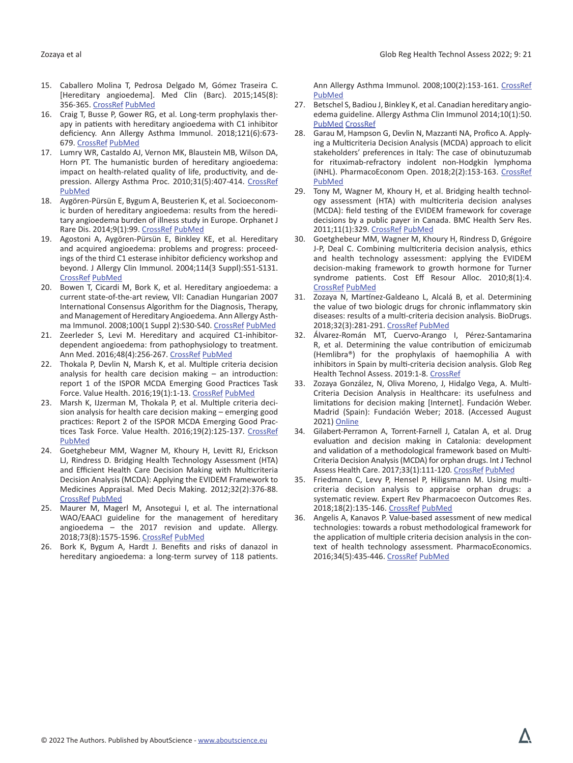15. Caballero Molina T, Pedrosa Delgado M, Gómez Traseira C. [Hereditary angioedema]. Med Clin (Barc). 2015;145(8):356-365. CrossRef PubMed
16. Craig T, Busse P, Gower RG, et al. Long-term prophylaxis therapy in patients with hereditary angioedema with C1 inhibitor deficiency. Ann Allergy Asthma Immunol. 2018;121(6):673-679. CrossRef PubMed
17. Lumry WR, Castaldo AJ, Vernon MK, Blaustein MB, Wilson DA, Horn PT. The humanistic burden of hereditary angioedema: impact on health-related quality of life, productivity, and depression. Allergy Asthma Proc. 2010;31(5):407-414. CrossRef PubMed
18. Aygören-Pürsün E, Bygum A, Beusterien K, et al. Socioeconomic burden of hereditary angioedema: results from the hereditary angioedema burden of illness study in Europe. Orphanet J Rare Dis. 2014;9(1):99. CrossRef PubMed
19. Agostoni A, Aygören-Pürsün E, Binkley KE, et al. Hereditary and acquired angioedema: problems and progress: proceedings of the third C1 esterase inhibitor deficiency workshop and beyond. J Allergy Clin Immunol. 2004;114(3 Suppl):S51-S131. CrossRef PubMed
20. Bowen T, Cicardi M, Bork K, et al. Hereditary angiodema: a current state-of-the-art review, VII: Canadian Hungarian 2007 International Consensus Algorithm for the Diagnosis, Therapy, and Management of Hereditary Angioedema. Ann Allergy Asthma Immunol. 2008;100(1 Suppl 2):S30-S40. CrossRef PubMed
21. Zeerleder S, Levi M. Hereditary and acquired C1-inhibitor-dependent angioedema: from pathophysiology to treatment. Ann Med. 2016;48(4):256-267. CrossRef PubMed
22. Thokala P, Devlin N, Marsh K, et al. Multiple criteria decision analysis for health care decision making – an introduction: report 1 of the ISPOR MCDA Emerging Good Practices Task Force. Value Health. 2016;19(1):1-13. CrossRef PubMed
23. Marsh K, IJzerman M, Thokala P, et al. Multiple criteria decision analysis for health care decision making – emerging good practices: Report 2 of the ISPOR MCDA Emerging Good Practices Task Force. Value Health. 2016;19(2):125-137. CrossRef PubMed
24. Goetghebeur MM, Wagner M, Khoury H, Levitt RJ, Erickson LJ, Rindress D. Bridging Health Technology Assessment (HTA) and Efficient Health Care Decision Making with Multicriteria Decision Analysis (MCDA): Applying the EVIDEM Framework to Medicines Appraisal. Med Decis Making. 2012;32(2):376-88. CrossRef PubMed
25. Maurer M, Magerl M, Ansotegui I, et al. The international WAO/EAACI guideline for the management of hereditary angioedema – the 2017 revision and update. Allergy. 2018;73(8):1575-1596. CrossRef PubMed
26. Bork K, Bygum A, Hardt J. Benefits and risks of danazol in hereditary angioedema: a long-term survey of 118 patients. Ann Allergy Asthma Immunol. 2008;100(2):153-161. CrossRef PubMed
27. Betschel S, Badiou J, Binkley K, et al. Canadian hereditary angioedema guideline. Allergy Asthma Clin Immunol 2014;10(1):50. PubMed CrossRef
28. Garau M, Hampson G, Devlin N, Mazzanti NA, Profico A. Applying a Multicriteria Decision Analysis (MCDA) approach to elicit stakeholders' preferences in Italy: The case of obinutuzumab for rituximab-refractory indolent non-Hodgkin lymphoma (iNHL). PharmacoEconom Open. 2018;2(2):153-163. CrossRef PubMed
29. Tony M, Wagner M, Khoury H, et al. Bridging health technology assessment (HTA) with multicriteria decision analyses (MCDA): field testing of the EVIDEM framework for coverage decisions by a public payer in Canada. BMC Health Serv Res. 2011;11(1):329. CrossRef PubMed
30. Goetghebeur MM, Wagner M, Khoury H, Rindress D, Grégoire J-P, Deal C. Combining multicriteria decision analysis, ethics and health technology assessment: applying the EVIDEM decision-making framework to growth hormone for Turner syndrome patients. Cost Eff Resour Alloc. 2010;8(1):4. CrossRef PubMed
31. Zozaya N, Martínez-Galdeano L, Alcalá B, et al. Determining the value of two biologic drugs for chronic inflammatory skin diseases: results of a multi-criteria decision analysis. BioDrugs. 2018;32(3):281-291. CrossRef PubMed
32. Álvarez-Román MT, Cuervo-Arango I, Pérez-Santamarina R, et al. Determining the value contribution of emicizumab (Hemlibra®) for the prophylaxis of haemophilia A with inhibitors in Spain by multi-criteria decision analysis. Glob Reg Health Technol Assess. 2019:1-8. CrossRef
33. Zozaya González, N, Oliva Moreno, J, Hidalgo Vega, A. Multi-Criteria Decision Analysis in Healthcare: its usefulness and limitations for decision making [Internet]. Fundación Weber. Madrid (Spain): Fundación Weber; 2018. (Accessed August 2021) Online
34. Gilabert-Perramon A, Torrent-Farnell J, Catalan A, et al. Drug evaluation and decision making in Catalonia: development and validation of a methodological framework based on Multi-Criteria Decision Analysis (MCDA) for orphan drugs. Int J Technol Assess Health Care. 2017;33(1):111-120. CrossRef PubMed
35. Friedmann C, Levy P, Hensel P, Hiligsmann M. Using multi-criteria decision analysis to appraise orphan drugs: a systematic review. Expert Rev Pharmacoecon Outcomes Res. 2018;18(2):135-146. CrossRef PubMed
36. Angelis A, Kanavos P. Value-based assessment of new medical technologies: towards a robust methodological framework for the application of multiple criteria decision analysis in the context of health technology assessment. PharmacoEconomics. 2016;34(5):435-446. CrossRef PubMed